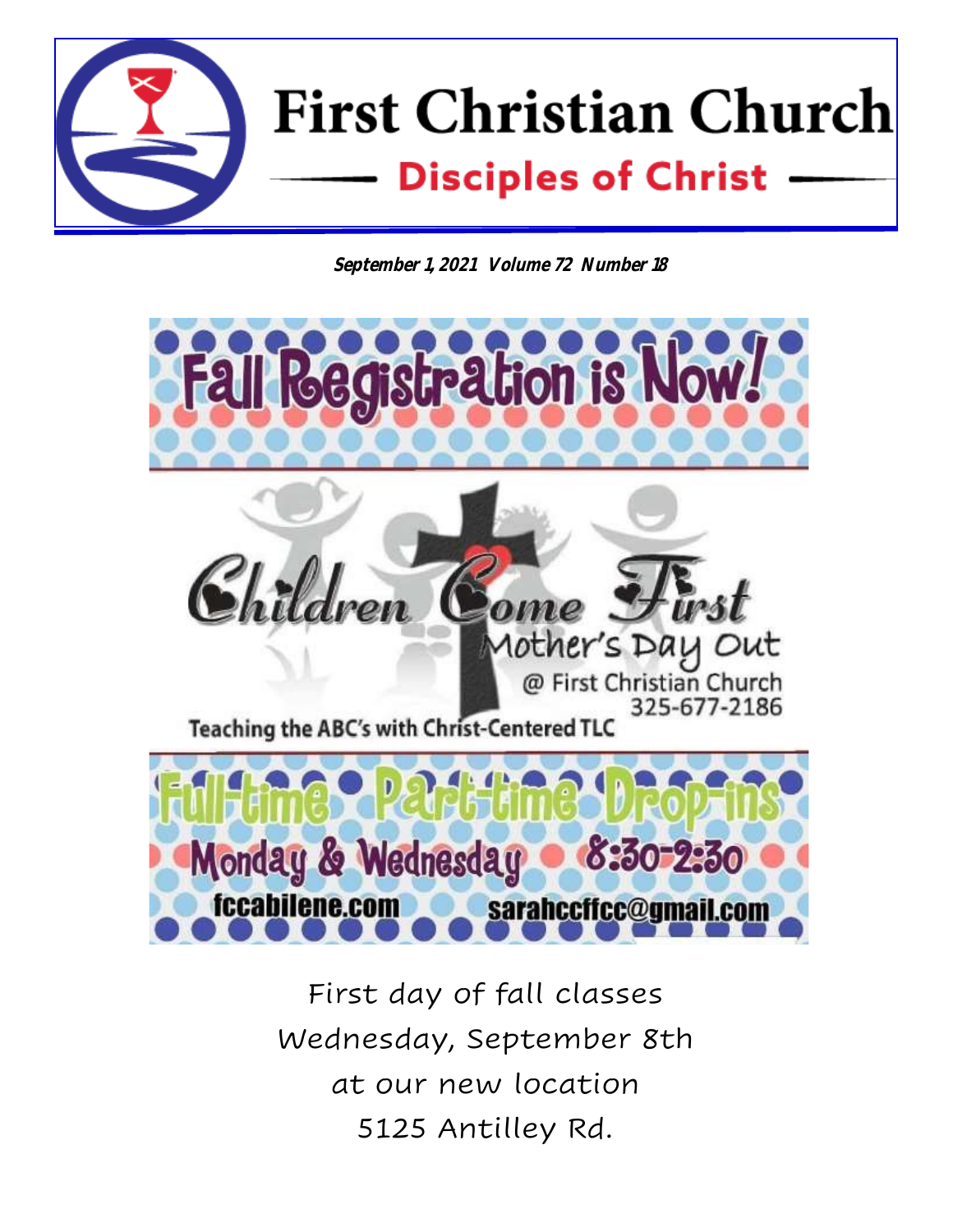# First Christian Church

## Disciples of Christ

**_September 1, 2021 Volume 72 Number 18_**

# Fall Registration is Now!

## Children Come First

### Mother's Day Out

@ First Christian Church
325-677-2186

Teaching the ABC's with Christ-Centered TLC

**Full-time • Part-time • Drop-ins**

**Monday & Wednesday • 8:30-2:30**

fccabilene.com sarahccffcc@gmail.com

First day of fall classes
Wednesday, September 8th
at our new location
5125 Antilley Rd.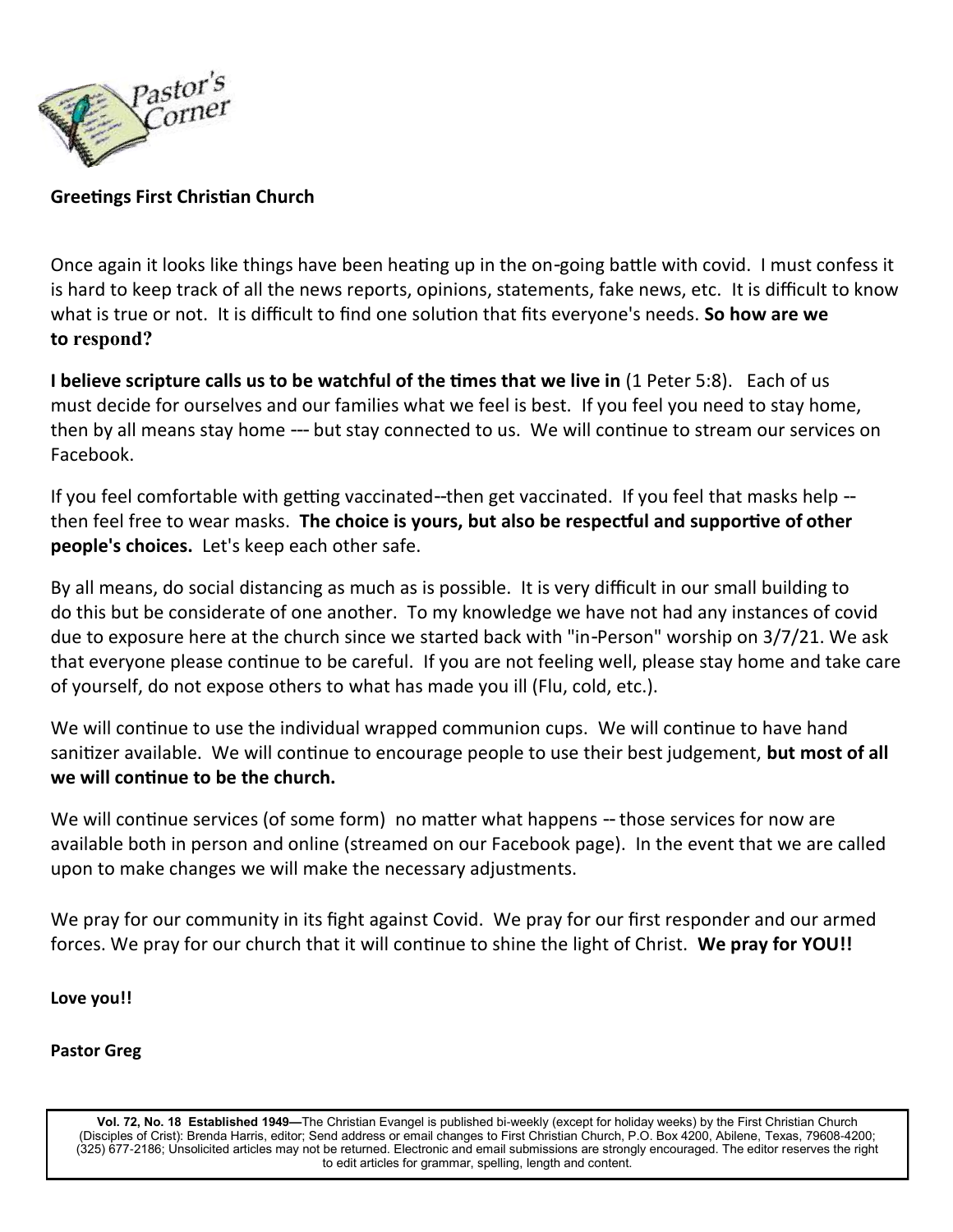# Pastor's Corner

**Greetings First Christian Church**

Once again it looks like things have been heating up in the on-going battle with covid. I must confess it is hard to keep track of all the news reports, opinions, statements, fake news, etc. It is difficult to know what is true or not. It is difficult to find one solution that fits everyone's needs. **So how are we to respond?**

**I believe scripture calls us to be watchful of the times that we live in** (1 Peter 5:8). Each of us must decide for ourselves and our families what we feel is best. If you feel you need to stay home, then by all means stay home --- but stay connected to us. We will continue to stream our services on Facebook.

If you feel comfortable with getting vaccinated--then get vaccinated. If you feel that masks help -- then feel free to wear masks. **The choice is yours, but also be respectful and supportive of other people's choices.** Let's keep each other safe.

By all means, do social distancing as much as is possible. It is very difficult in our small building to do this but be considerate of one another. To my knowledge we have not had any instances of covid due to exposure here at the church since we started back with "in-Person" worship on 3/7/21. We ask that everyone please continue to be careful. If you are not feeling well, please stay home and take care of yourself, do not expose others to what has made you ill (Flu, cold, etc.).

We will continue to use the individual wrapped communion cups. We will continue to have hand sanitizer available. We will continue to encourage people to use their best judgement, **but most of all we will continue to be the church.**

We will continue services (of some form) no matter what happens -- those services for now are available both in person and online (streamed on our Facebook page). In the event that we are called upon to make changes we will make the necessary adjustments.

We pray for our community in its fight against Covid. We pray for our first responder and our armed forces. We pray for our church that it will continue to shine the light of Christ. **We pray for YOU!!**

**Love you!!**

**Pastor Greg**

**Vol. 72, No. 18 Established 1949—**The Christian Evangel is published bi-weekly (except for holiday weeks) by the First Christian Church (Disciples of Crist): Brenda Harris, editor; Send address or email changes to First Christian Church, P.O. Box 4200, Abilene, Texas, 79608-4200; (325) 677-2186; Unsolicited articles may not be returned. Electronic and email submissions are strongly encouraged. The editor reserves the right to edit articles for grammar, spelling, length and content.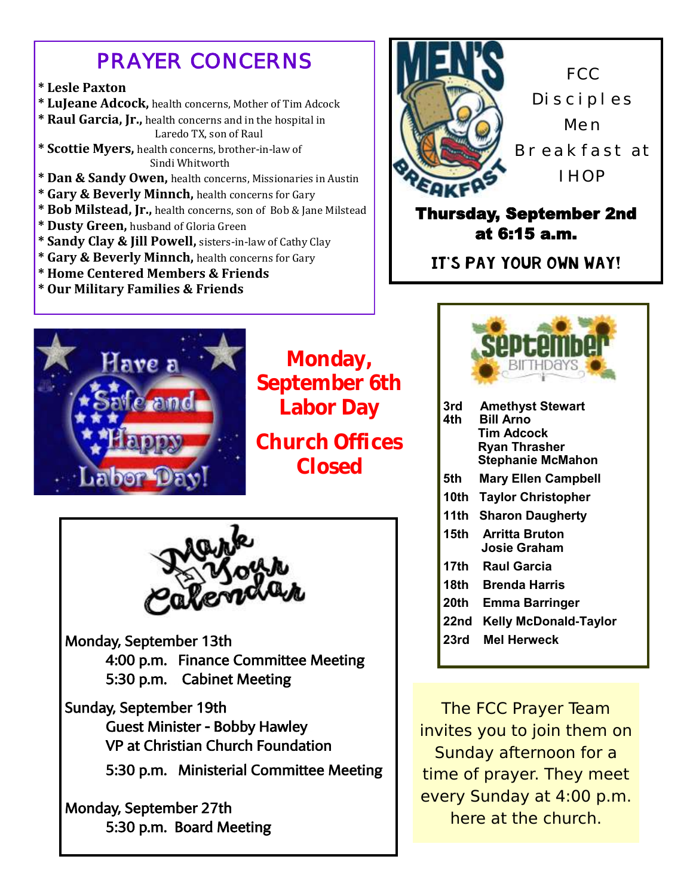## PRAYER CONCERNS

* **Lesle Paxton**
* **LuJeane Adcock,** health concerns, Mother of Tim Adcock
* **Raul Garcia, Jr.,** health concerns and in the hospital in Laredo TX, son of Raul
* **Scottie Myers,** health concerns, brother-in-law of Sindi Whitworth
* **Dan & Sandy Owen,** health concerns, Missionaries in Austin
* **Gary & Beverly Minnch,** health concerns for Gary
* **Bob Milstead, Jr.,** health concerns, son of Bob & Jane Milstead
* **Dusty Green,** husband of Gloria Green
* **Sandy Clay & Jill Powell,** sisters-in-law of Cathy Clay
* **Gary & Beverly Minnch,** health concerns for Gary
* **Home Centered Members & Friends**
* **Our Military Families & Friends**

## MEN'S BREAKFAST

FCC Disciples Men Breakfast at IHOP

**Thursday, September 2nd at 6:15 a.m.**

**IT'S PAY YOUR OWN WAY!**

Have a Safe and Happy Labor Day!

**Monday, September 6th Labor Day**

**Church Offices Closed**

## September Birthdays

| | |
|---|---|
| 3rd | Amethyst Stewart |
| 4th | Bill Arno |
| | Tim Adcock |
| | Ryan Thrasher |
| | Stephanie McMahon |
| 5th | Mary Ellen Campbell |
| 10th | Taylor Christopher |
| 11th | Sharon Daugherty |
| 15th | Arritta Bruton |
| | Josie Graham |
| 17th | Raul Garcia |
| 18th | Brenda Harris |
| 20th | Emma Barringer |
| 22nd | Kelly McDonald-Taylor |
| 23rd | Mel Herweck |

## Mark Your Calendar

Monday, September 13th
- 4:00 p.m. Finance Committee Meeting
- 5:30 p.m. Cabinet Meeting

Sunday, September 19th
- Guest Minister - Bobby Hawley
- VP at Christian Church Foundation
- 5:30 p.m. Ministerial Committee Meeting

Monday, September 27th
- 5:30 p.m. Board Meeting

The FCC Prayer Team invites you to join them on Sunday afternoon for a time of prayer. They meet every Sunday at 4:00 p.m. here at the church.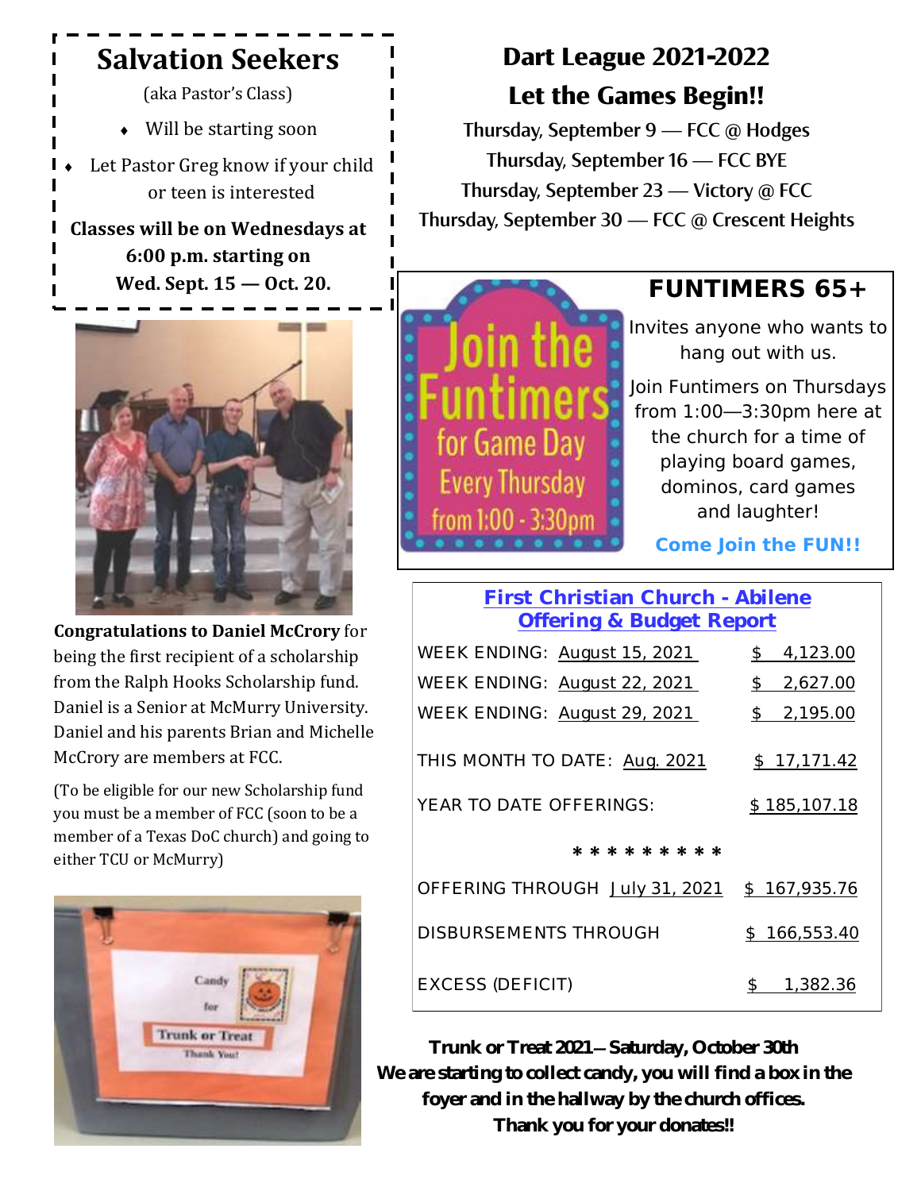## Salvation Seekers

(aka Pastor's Class)

- Will be starting soon
- Let Pastor Greg know if your child or teen is interested

**Classes will be on Wednesdays at 6:00 p.m. starting on Wed. Sept. 15 — Oct. 20.**

**Congratulations to Daniel McCrory** for being the first recipient of a scholarship from the Ralph Hooks Scholarship fund. Daniel is a Senior at McMurry University. Daniel and his parents Brian and Michelle McCrory are members at FCC.

(To be eligible for our new Scholarship fund you must be a member of FCC (soon to be a member of a Texas DoC church) and going to either TCU or McMurry)

## Dart League 2021-2022

## Let the Games Begin!!

Thursday, September 9 — FCC @ Hodges
Thursday, September 16 — FCC BYE
Thursday, September 23 — Victory @ FCC
Thursday, September 30 — FCC @ Crescent Heights

## FUNTIMERS 65+

Invites anyone who wants to hang out with us.

Join Funtimers on Thursdays from 1:00—3:30pm here at the church for a time of playing board games, dominos, card games and laughter!

**Come Join the FUN!!**

## First Christian Church - Abilene Offering & Budget Report

| | |
|---|---|
| WEEK ENDING: August 15, 2021 | $ 4,123.00 |
| WEEK ENDING: August 22, 2021 | $ 2,627.00 |
| WEEK ENDING: August 29, 2021 | $ 2,195.00 |
| THIS MONTH TO DATE: Aug. 2021 | $ 17,171.42 |
| YEAR TO DATE OFFERINGS: | $ 185,107.18 |

* * * * * * * * *

| | |
|---|---|
| OFFERING THROUGH July 31, 2021 | $ 167,935.76 |
| DISBURSEMENTS THROUGH | $ 166,553.40 |
| EXCESS (DEFICIT) | $ 1,382.36 |

**Trunk or Treat 2021—Saturday, October 30th**
**We are starting to collect candy, you will find a box in the foyer and in the hallway by the church offices.**
**Thank you for your donates!!**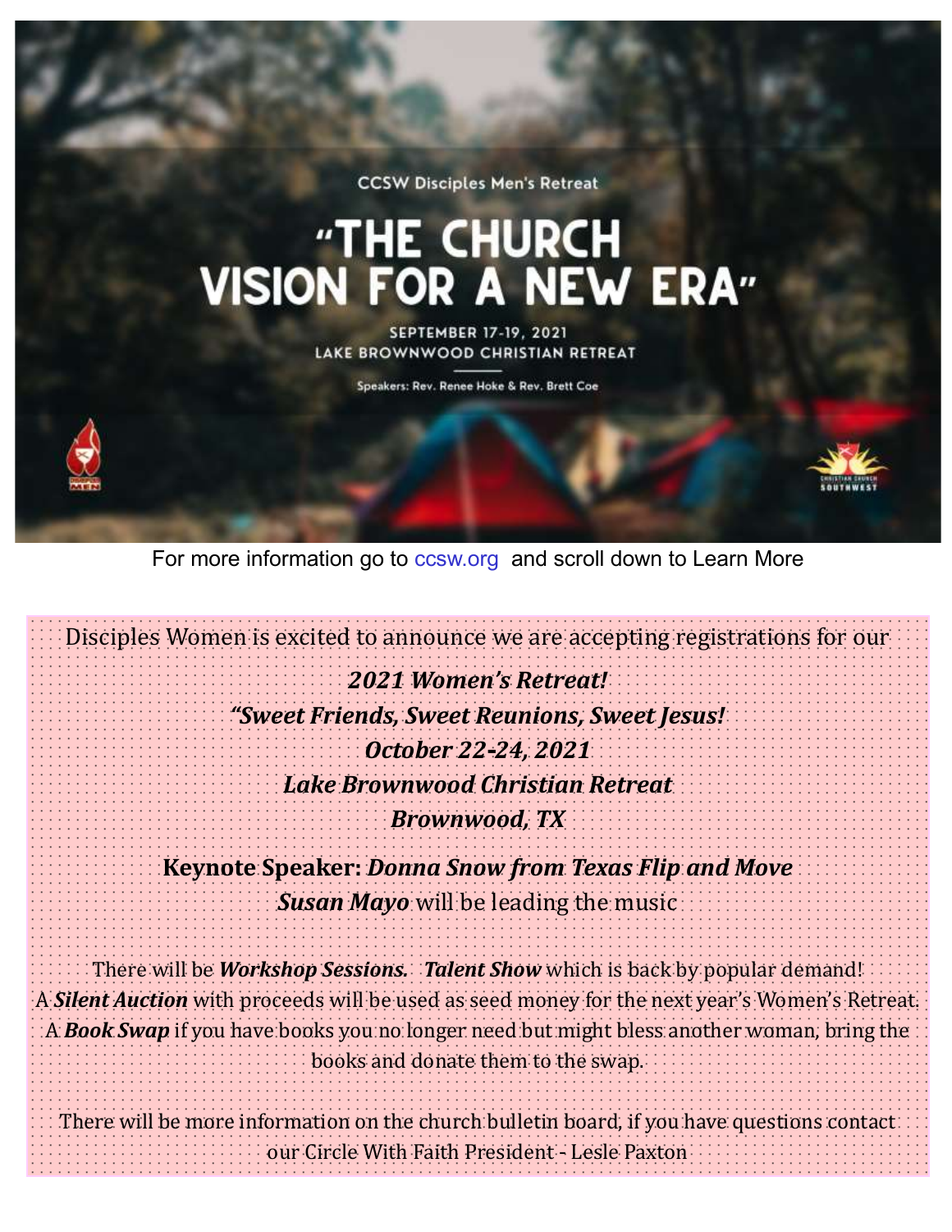CCSW Disciples Men's Retreat

# "THE CHURCH VISION FOR A NEW ERA"

SEPTEMBER 17-19, 2021
LAKE BROWNWOOD CHRISTIAN RETREAT

Speakers: Rev. Renee Hoke & Rev. Brett Coe

For more information go to ccsw.org and scroll down to Learn More

Disciples Women is excited to announce we are accepting registrations for our

***2021 Women's Retreat!***

***"Sweet Friends, Sweet Reunions, Sweet Jesus!***

***October 22-24, 2021***

***Lake Brownwood Christian Retreat***

***Brownwood, TX***

**Keynote Speaker:** ***Donna Snow from Texas Flip and Move***

***Susan Mayo*** will be leading the music

There will be ***Workshop Sessions.*** ***Talent Show*** which is back by popular demand! A ***Silent Auction*** with proceeds will be used as seed money for the next year's Women's Retreat. A ***Book Swap*** if you have books you no longer need but might bless another woman, bring the books and donate them to the swap.

There will be more information on the church bulletin board, if you have questions contact our Circle With Faith President - Lesle Paxton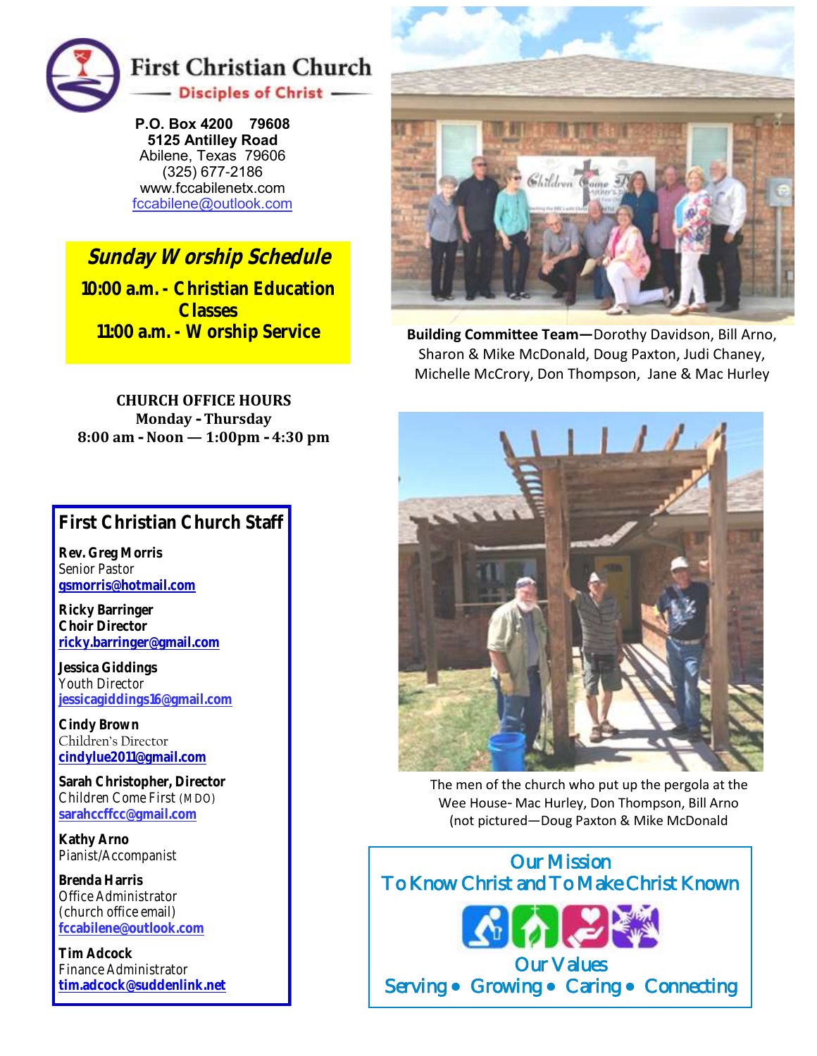# First Christian Church
**Disciples of Christ**

**P.O. Box 4200 79608**
**5125 Antilley Road**
Abilene, Texas 79606
(325) 677-2186
www.fccabilenetx.com
fccabilene@outlook.com

## *Sunday Worship Schedule*

**10:00 a.m. - Christian Education Classes**
**11:00 a.m. - Worship Service**

**CHURCH OFFICE HOURS**
**Monday - Thursday**
**8:00 am - Noon — 1:00pm - 4:30 pm**

## First Christian Church Staff

**Rev. Greg Morris**
Senior Pastor
gsmorris@hotmail.com

**Ricky Barringer**
**Choir Director**
ricky.barringer@gmail.com

**Jessica Giddings**
Youth Director
jessicagiddings16@gmail.com

**Cindy Brown**
Children's Director
cindylue2011@gmail.com

**Sarah Christopher, Director**
Children Come First (MDO)
sarahccffcc@gmail.com

**Kathy Arno**
Pianist/Accompanist

**Brenda Harris**
Office Administrator
(church office email)
fccabilene@outlook.com

**Tim Adcock**
Finance Administrator
tim.adcock@suddenlink.net

**Building Committee Team—**Dorothy Davidson, Bill Arno, Sharon & Mike McDonald, Doug Paxton, Judi Chaney, Michelle McCrory, Don Thompson, Jane & Mac Hurley

The men of the church who put up the pergola at the Wee House- Mac Hurley, Don Thompson, Bill Arno (not pictured—Doug Paxton & Mike McDonald

## Our Mission
To Know Christ and To Make Christ Known

## Our Values
Serving • Growing • Caring • Connecting